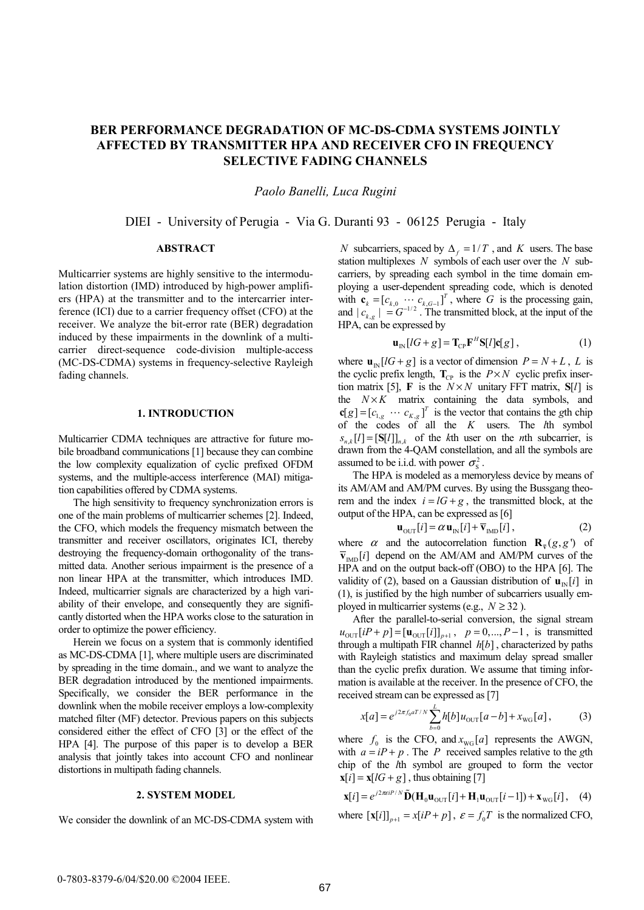# BER PERFORMANCE DEGRADATION OF MC-DS-CDMA SYSTEMS JOINTLY AFFECTED BY TRANSMITTER HPA AND RECEIVER CFO IN FREQUENCY SELECTIVE FADING CHANNELS

*Paolo Banelli, Luca Rugini*

DIEI - University of Perugia - Via G. Duranti 93 - 06125 Perugia - Italy

## ABSTRACT

Multicarrier systems are highly sensitive to the intermodulation distortion (IMD) introduced by high-power amplifiers (HPA) at the transmitter and to the intercarrier interference (ICI) due to a carrier frequency offset (CFO) at the receiver. We analyze the bit-error rate (BER) degradation induced by these impairments in the downlink of a multicarrier direct-sequence code-division multiple-access (MC-DS-CDMA) systems in frequency-selective Rayleigh fading channels.

## 1. INTRODUCTION

Multicarrier CDMA techniques are attractive for future mobile broadband communications [1] because they can combine the low complexity equalization of cyclic prefixed OFDM systems, and the multiple-access interference (MAI) mitigation capabilities offered by CDMA systems.

The high sensitivity to frequency synchronization errors is one of the main problems of multicarrier schemes [2]. Indeed, the CFO, which models the frequency mismatch between the transmitter and receiver oscillators, originates ICI, thereby destroying the frequency-domain orthogonality of the transmitted data. Another serious impairment is the presence of a non linear HPA at the transmitter, which introduces IMD. Indeed, multicarrier signals are characterized by a high variability of their envelope, and consequently they are significantly distorted when the HPA works close to the saturation in order to optimize the power efficiency.

Herein we focus on a system that is commonly identified as MC-DS-CDMA [1], where multiple users are discriminated by spreading in the time domain., and we want to analyze the BER degradation introduced by the mentioned impairments. Specifically, we consider the BER performance in the downlink when the mobile receiver employs a low-complexity matched filter (MF) detector. Previous papers on this subjects considered either the effect of CFO [3] or the effect of the HPA [4]. The purpose of this paper is to develop a BER analysis that jointly takes into account CFO and nonlinear distortions in multipath fading channels.

## 2. SYSTEM MODEL

We consider the downlink of an MC-DS-CDMA system with $N$ subcarriers, spaced by $\Delta_f = 1/T$, and $K$ users. The base station multiplexes $N$ symbols of each user over the $N$ subcarriers, by spreading each symbol in the time domain employing a user-dependent spreading code, which is denoted with $\mathbf{c}_k = [c_{k,0} \cdots c_{k,G-1}]^T$, where $G$ is the processing gain, and $|c_{k,g}| = G^{-1/2}$. The transmitted block, at the input of the HPA, can be expressed by

$$\mathbf{u}_{\text{IN}}[lG+g] = \mathbf{T}_{\text{CP}}\mathbf{F}^H\mathbf{S}[l]\mathbf{c}[g], \tag{1}$$

where $\mathbf{u}_{\text{IN}}[lG+g]$ is a vector of dimension $P = N + L$, $L$ is the cyclic prefix length, $\mathbf{T}_{\text{CP}}$ is the $P \times N$ cyclic prefix insertion matrix [5], $\mathbf{F}$ is the $N \times N$ unitary FFT matrix, $\mathbf{S}[l]$ is the $N \times K$ matrix containing the data symbols, and $\mathbf{c}[g] = [c_{1,g} \cdots c_{K,g}]^T$ is the vector that contains the $g$th chip of the codes of all the $K$ users. The $l$th symbol $s_{n,k}[l] = [\mathbf{S}[l]]_{n,k}$ of the $k$th user on the $n$th subcarrier, is drawn from the 4-QAM constellation, and all the symbols are assumed to be i.i.d. with power $\sigma_S^2$.

The HPA is modeled as a memoryless device by means of its AM/AM and AM/PM curves. By using the Bussgang theorem and the index $i = lG + g$, the transmitted block, at the output of the HPA, can be expressed as [6]

$$\mathbf{u}_{\text{OUT}}[i] = \alpha\,\mathbf{u}_{\text{IN}}[i] + \overline{\mathbf{v}}_{\text{IMD}}[i], \tag{2}$$

where $\alpha$ and the autocorrelation function $\mathbf{R}_{\overline{\mathbf{v}}}(g,g')$ of $\overline{\mathbf{v}}_{\text{IMD}}[i]$ depend on the AM/AM and AM/PM curves of the HPA and on the output back-off (OBO) to the HPA [6]. The validity of (2), based on a Gaussian distribution of $\mathbf{u}_{\text{IN}}[i]$ in (1), is justified by the high number of subcarriers usually employed in multicarrier systems (e.g., $N \geq 32$).

After the parallel-to-serial conversion, the signal stream $u_{\text{OUT}}[iP+p] = [\mathbf{u}_{\text{OUT}}[i]]_{p+1}$, $p = 0,...,P-1$, is transmitted through a multipath FIR channel $h[b]$, characterized by paths with Rayleigh statistics and maximum delay spread smaller than the cyclic prefix duration. We assume that timing information is available at the receiver. In the presence of CFO, the received stream can be expressed as [7]

$$x[a] = e^{j2\pi f_0 aT/N}\sum_{b=0}^{L} h[b]\,u_{\text{OUT}}[a-b] + x_{\text{WG}}[a], \tag{3}$$

where $f_0$ is the CFO, and $x_{\text{WG}}[a]$ represents the AWGN, with $a = iP + p$. The $P$ received samples relative to the $g$th chip of the $l$th symbol are grouped to form the vector $\mathbf{x}[i] = \mathbf{x}[lG+g]$, thus obtaining [7]

$$\mathbf{x}[i] = e^{j2\pi\varepsilon iP/N}\tilde{\mathbf{D}}(\mathbf{H}_0\mathbf{u}_{\text{OUT}}[i] + \mathbf{H}_1\mathbf{u}_{\text{OUT}}[i-1]) + \mathbf{x}_{\text{WG}}[i], \tag{4}$$

where $[\mathbf{x}[i]]_{p+1} = x[iP+p]$, $\varepsilon = f_0 T$ is the normalized CFO,

0-7803-8379-6/04/$20.00 ©2004 IEEE.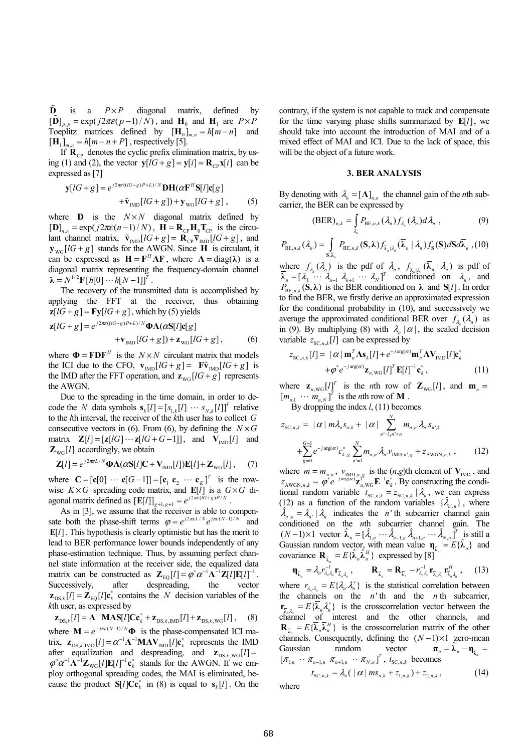$\tilde{\mathbf{D}}$ is a $P\times P$ diagonal matrix, defined by $[\tilde{\mathbf{D}}]_{p,p} = \exp(j2\pi\varepsilon(p-1)/N)$, and $\mathbf{H}_0$ and $\mathbf{H}_1$ are $P\times P$ Toeplitz matrices defined by $[\mathbf{H}_0]_{m,n} = h[m-n]$ and $[\mathbf{H}_1]_{m,n} = h[m-n+P]$, respectively [5].

If $\mathbf{R}_{\text{CP}}$ denotes the cyclic prefix elimination matrix, by using (1) and (2), the vector $\mathbf{y}[lG+g] = \mathbf{y}[i] = \mathbf{R}_{\text{CP}}\mathbf{x}[i]$ can be expressed as [7]

$$\mathbf{y}[lG+g] = e^{j2\pi\varepsilon((lG+g)P+L)/N}\mathbf{D}\mathbf{H}(\alpha\mathbf{F}^H\mathbf{S}[l]\mathbf{c}[g] + \tilde{\mathbf{v}}_{\text{IMD}}[lG+g]) + \mathbf{y}_{\text{WG}}[lG+g], \quad (5)$$

where $\mathbf{D}$ is the $N\times N$ diagonal matrix defined by $[\mathbf{D}]_{n,n} = \exp(j2\pi\varepsilon(n-1)/N)$, $\mathbf{H} = \mathbf{R}_{\text{CP}}\mathbf{H}_0\mathbf{T}_{\text{CP}}$ is the circulant channel matrix, $\tilde{\mathbf{v}}_{\text{IMD}}[lG+g] = \mathbf{R}_{\text{CP}}\overline{\mathbf{v}}_{\text{IMD}}[lG+g]$, and $\mathbf{y}_{\text{WG}}[lG+g]$ stands for the AWGN. Since $\mathbf{H}$ is circulant, it can be expressed as $\mathbf{H} = \mathbf{F}^H\mathbf{\Lambda}\mathbf{F}$, where $\mathbf{\Lambda} = \text{diag}(\boldsymbol{\lambda})$ is a diagonal matrix representing the frequency-domain channel $\boldsymbol{\lambda} = N^{1/2}\mathbf{F}[h[0]\cdots h[N-1]]^T$.

The recovery of the transmitted data is accomplished by applying the FFT at the receiver, thus obtaining $\mathbf{z}[lG+g] = \mathbf{F}\mathbf{y}[lG+g]$, which by (5) yields

$$\mathbf{z}[lG+g] = e^{j2\pi\varepsilon((lG+g)P+L)/N}\mathbf{\Phi}\mathbf{\Lambda}(\alpha\mathbf{S}[l]\mathbf{c}[g] + \mathbf{v}_{\text{IMD}}[lG+g]) + \mathbf{z}_{\text{WG}}[lG+g], \quad (6)$$

where $\mathbf{\Phi} = \mathbf{F}\mathbf{D}\mathbf{F}^H$ is the $N\times N$ circulant matrix that models the ICI due to the CFO, $\mathbf{v}_{\text{IMD}}[lG+g] = \mathbf{F}\tilde{\mathbf{v}}_{\text{IMD}}[lG+g]$ is the IMD after the FFT operation, and $\mathbf{z}_{\text{WG}}[lG+g]$ represents the AWGN.

Due to the spreading in the time domain, in order to decode the $N$ data symbols $\mathbf{s}_k[l] = [s_{1,k}[l] \cdots s_{N,k}[l]]^T$ relative to the $l$th interval, the receiver of the $k$th user has to collect $G$ consecutive vectors in (6). From (6), by defining the $N\times G$ matrix $\mathbf{Z}[l] = [\mathbf{z}[lG]\cdots\mathbf{z}[lG+G-1]]$, and $\mathbf{V}_{\text{IMD}}[l]$ and $\mathbf{Z}_{\text{WG}}[l]$ accordingly, we obtain

$$\mathbf{Z}[l] = e^{j2\pi\varepsilon L/N}\mathbf{\Phi}\mathbf{\Lambda}(\alpha\mathbf{S}[l]\mathbf{C} + \mathbf{V}_{\text{IMD}}[l])\mathbf{E}[l] + \mathbf{Z}_{\text{WG}}[l], \quad (7)$$

where $\mathbf{C} = [\mathbf{c}[0] \cdots \mathbf{c}[G-1]] = [\mathbf{c}_1\ \mathbf{c}_2\ \cdots\ \mathbf{c}_K]^T$ is the row-wise $K\times G$ spreading code matrix, and $\mathbf{E}[l]$ is a $G\times G$ diagonal matrix defined as $[\mathbf{E}[l]]_{g+1,g+1} = e^{j2\pi\varepsilon(lG+g)P/N}$.

As in [3], we assume that the receiver is able to compensate both the phase-shift terms $\varphi = e^{j2\pi\varepsilon L/N}e^{j\pi\varepsilon(N-1)/N}$ and $\mathbf{E}[l]$. This hypothesis is clearly optimistic but has the merit to lead to BER performance lower bounds independently of any phase-estimation technique. Thus, by assuming perfect channel state information at the receiver side, the equalized data matrix can be constructed as $\mathbf{Z}_{\text{EQ}}[l] = \varphi^*\alpha^{-1}\mathbf{\Lambda}^{-1}\mathbf{Z}[l]\mathbf{E}[l]^{-1}$. Successively, after despreading, the vector $\mathbf{z}_{\text{DS},k}[l] = \mathbf{Z}_{\text{EQ}}[l]\mathbf{c}_k^*$ contains the $N$ decision variables of the $k$th user, as expressed by

$$\mathbf{z}_{\text{DS},k}[l] = \mathbf{\Lambda}^{-1}\mathbf{M}\mathbf{\Lambda}\mathbf{S}[l]\mathbf{C}\mathbf{c}_k^* + \mathbf{z}_{\text{DS},k,\text{IMD}}[l] + \mathbf{z}_{\text{DS},k,\text{WG}}[l], \quad (8)$$

where $\mathbf{M} = e^{-j\pi\varepsilon(N-1)/N}\mathbf{\Phi}$ is the phase-compensated ICI matrix, $\mathbf{z}_{\text{DS},k,\text{IMD}}[l] = \alpha^{-1}\mathbf{\Lambda}^{-1}\mathbf{M}\mathbf{\Lambda}\mathbf{V}_{\text{IMD}}[l]\mathbf{c}_k^*$ represents the IMD after equalization and despreading, and $\mathbf{z}_{\text{DS},k,\text{WG}}[l] = \varphi^*\alpha^{-1}\mathbf{\Lambda}^{-1}\mathbf{Z}_{\text{WG}}[l]\mathbf{E}[l]^{-1}\mathbf{c}_k^*$ stands for the AWGN. If we employ orthogonal spreading codes, the MAI is eliminated, because the product $\mathbf{S}[l]\mathbf{C}\mathbf{c}_k^*$ in (8) is equal to $\mathbf{s}_k[l]$. On the contrary, if the system is not capable to track and compensate for the time varying phase shifts summarized by $\mathbf{E}[l]$, we should take into account the introduction of MAI and of a mixed effect of MAI and ICI. Due to the lack of space, this will be the object of a future work.

### 3. BER ANALYSIS

By denoting with $\lambda_n = [\mathbf{\Lambda}]_{n,n}$ the channel gain of the $n$th subcarrier, the BER can be expressed by

$$(\text{BER})_{n,k} = \int_{\lambda_n} P_{\text{BE},n,k}(\lambda_n) f_{\lambda_n}(\lambda_n)d\lambda_n, \quad (9)$$

$$P_{\text{BE},n,k}(\lambda_n) = \int_{\mathbf{S},\overline{\boldsymbol{\lambda}}_n} P_{\text{BE},n,k}(\mathbf{S},\boldsymbol{\lambda}) f_{\overline{\boldsymbol{\lambda}}_n|\lambda_n}(\overline{\boldsymbol{\lambda}}_n \mid \lambda_n) f_{\mathbf{S}}(\mathbf{S}) d\mathbf{S} d\overline{\boldsymbol{\lambda}}_n, \quad (10)$$

where $f_{\lambda_n}(\lambda_n)$ is the pdf of $\lambda_n$, $f_{\overline{\boldsymbol{\lambda}}_n|\lambda_n}(\overline{\boldsymbol{\lambda}}_n \mid \lambda_n)$ is pdf of $\overline{\boldsymbol{\lambda}}_n = [\lambda_1 \cdots \lambda_{n-1}\ \lambda_{n+1} \cdots \lambda_N]^T$ conditioned on $\lambda_n$, and $P_{\text{BE},n,k}(\mathbf{S},\boldsymbol{\lambda})$ is the BER conditioned on $\boldsymbol{\lambda}$ and $\mathbf{S}[l]$. In order to find the BER, we firstly derive an approximated expression for the conditional probability in (10), and successively we average the approximated conditional BER over $f_{\lambda_n}(\lambda_n)$ as in (9). By multiplying (8) with $\lambda_n|\alpha|$, the scaled decision variable $z_{\text{SC},n,k}[l]$ can be expressed by

$$z_{\text{SC},n,k}[l] = |\alpha|\mathbf{m}_n^T\mathbf{\Lambda}\mathbf{s}_k[l] + e^{-j\arg(\alpha)}\mathbf{m}_n^T\mathbf{\Lambda}\mathbf{V}_{\text{IMD}}[l]\mathbf{c}_k^* + \varphi^* e^{-j\arg(\alpha)}\mathbf{z}_{n,\text{WG}}[l]^T\mathbf{E}[l]^{-1}\mathbf{c}_k^*, \quad (11)$$

where $\mathbf{z}_{n,\text{WG}}[l]^T$ is the $n$th row of $\mathbf{Z}_{\text{WG}}[l]$, and $\mathbf{m}_n = [m_{n,1} \cdots m_{n,N}]^T$ is the $n$th row of $\mathbf{M}$.

By dropping the index $l$, (11) becomes

$$z_{\text{SC},n,k} = |\alpha|m\lambda_n s_{n,k} + |\alpha|\sum_{n'=1,n'\neq n}^{N} m_{n,n'}\lambda_{n'}s_{n',k} + \sum_{g=0}^{G-1} e^{-j\arg(\alpha)}c_{k,g}^*\sum_{n'=1}^{N} m_{n,n'}\lambda_{n'}v_{\text{IMD},n',g} + z_{\text{AWGN},n,k}, \quad (12)$$

where $m = m_{n,n}$, $v_{\text{IMD},n,g}$ is the $(n,g)$th element of $\mathbf{V}_{\text{IMD}}$, and $z_{\text{AWGN},n,k} = \varphi^* e^{-j\arg(\alpha)}\mathbf{z}_{n,\text{WG}}^T\mathbf{E}^{-1}\mathbf{c}_k^*$. By constructing the conditional random variable $t_{\text{SC},n,k} = z_{\text{SC},n,k} \mid \lambda_n$, we can express (12) as a function of the random variables $\{\hat{\lambda}_{n',n}\}$, where $\hat{\lambda}_{n',n} = \lambda_{n'} \mid \lambda_n$ indicates the $n'$th subcarrier channel gain conditioned on the $n$th subcarrier channel gain. The $(N-1)\times 1$ vector $\hat{\boldsymbol{\lambda}}_n = [\hat{\lambda}_{1,n} \cdots \hat{\lambda}_{n-1,n}\ \hat{\lambda}_{n+1,n} \cdots \hat{\lambda}_{N,n}]^T$ is still a Gaussian random vector, with mean value $\boldsymbol{\eta}_{\hat{\lambda}_n} = E\{\hat{\boldsymbol{\lambda}}_n\}$ and covariance $\mathbf{R}_{\hat{\lambda}_n} = E\{\hat{\boldsymbol{\lambda}}_n\hat{\boldsymbol{\lambda}}_n^H\}$ expressed by [8]

$$\boldsymbol{\eta}_{\hat{\lambda}_n} = \lambda_n r_{\lambda_n\lambda_n}^{-1}\mathbf{r}_{\overline{\lambda}_n\lambda_n}, \qquad \mathbf{R}_{\hat{\lambda}_n} = \mathbf{R}_{\overline{\lambda}_n} - r_{\lambda_n\lambda_n}^{-1}\mathbf{r}_{\overline{\lambda}_n\lambda_n}\mathbf{r}_{\overline{\lambda}_n\lambda_n}^H, \quad (13)$$

where $r_{\lambda_n\lambda_n} = E\{\lambda_n\lambda_n^*\}$ is the statistical correlation between the channels on the $n'$th and the $n$th subcarrier, $\mathbf{r}_{\overline{\lambda}_n\lambda_n} = E\{\overline{\boldsymbol{\lambda}}_n\lambda_n^*\}$ is the crosscorrelation vector between the channel of interest and the other channels, and $\mathbf{R}_{\overline{\lambda}_n} = E\{\overline{\boldsymbol{\lambda}}_n\overline{\boldsymbol{\lambda}}_n^H\}$ is the crosscorrelation matrix of the other channels. Consequently, defining the $(N-1)\times 1$ zero-mean Gaussian random vector $\boldsymbol{\pi}_n = \hat{\boldsymbol{\lambda}}_n - \boldsymbol{\eta}_{\hat{\lambda}_n} = [\pi_{1,n} \cdots \pi_{n-1,n}\ \pi_{n+1,n} \cdots \pi_{N,n}]^T$, $t_{\text{SC},n,k}$ becomes

$$t_{\text{SC},n,k} = \lambda_n(|\alpha|ms_{n,k} + z_{1,n,k}) + z_{2,n,k}, \quad (14)$$

where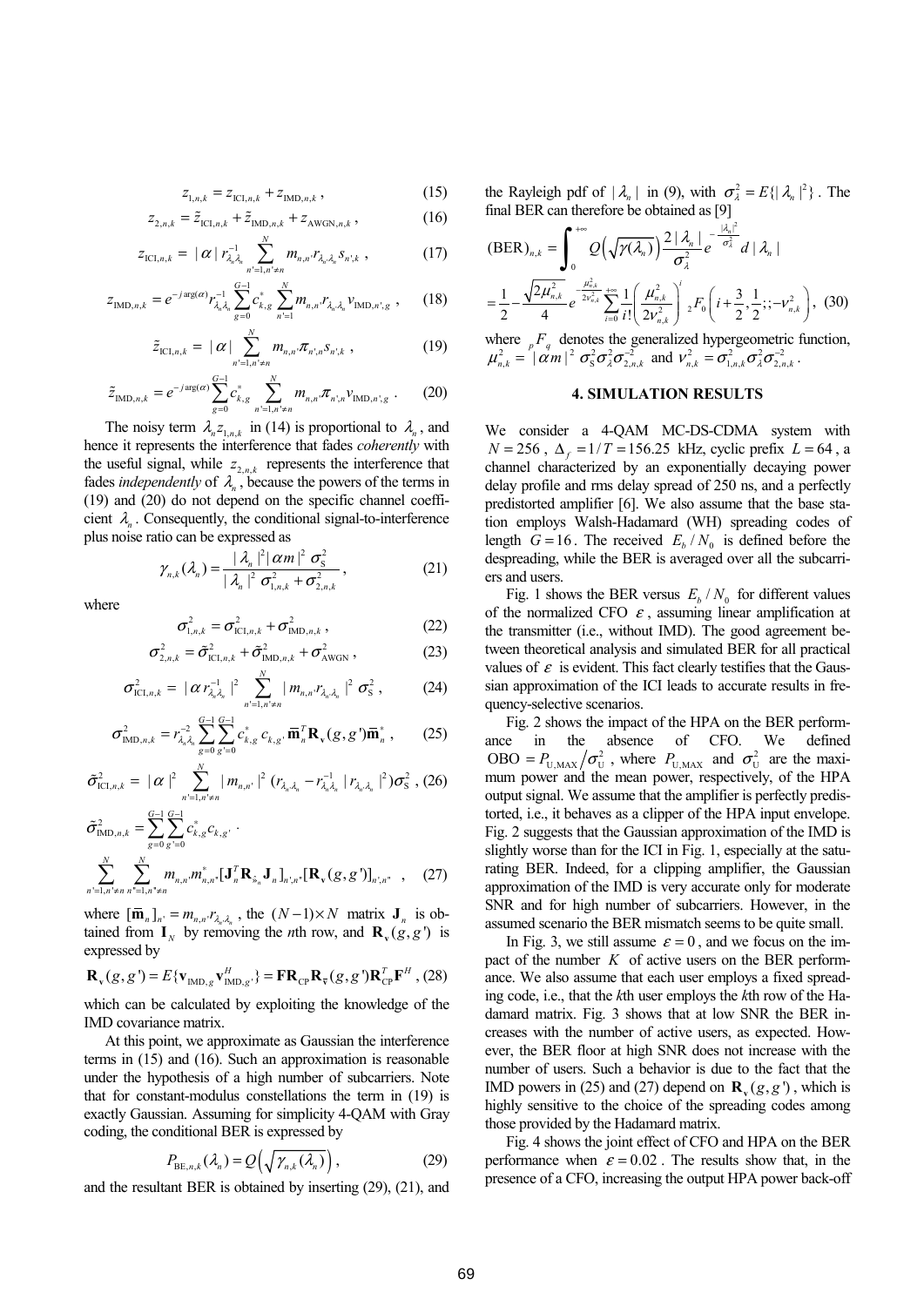$$z_{1,n,k} = z_{\mathrm{ICI},n,k} + z_{\mathrm{IMD},n,k}\,, \tag{15}$$

$$z_{2,n,k} = \tilde{z}_{\mathrm{ICI},n,k} + \tilde{z}_{\mathrm{IMD},n,k} + z_{\mathrm{AWGN},n,k}\,, \tag{16}$$

$$z_{\mathrm{ICI},n,k} = |\alpha|\, r^{-1}_{\lambda_n\lambda_n} \sum_{n'=1,n'\neq n}^{N} m_{n,n'} r_{\lambda_{n'}\lambda_n} s_{n',k}\,, \tag{17}$$

$$z_{\mathrm{IMD},n,k} = e^{-j\arg(\alpha)} r^{-1}_{\lambda_n\lambda_n} \sum_{g=0}^{G-1} c^{*}_{k,g} \sum_{n'=1}^{N} m_{n,n'} r_{\lambda_{n'}\lambda_n} v_{\mathrm{IMD},n',g}\,, \tag{18}$$

$$\tilde{z}_{\mathrm{ICI},n,k} = |\alpha| \sum_{n'=1,n'\neq n}^{N} m_{n,n'} \pi_{n',n} s_{n',k}\,, \tag{19}$$

$$\tilde{z}_{\mathrm{IMD},n,k} = e^{-j\arg(\alpha)} \sum_{g=0}^{G-1} c^{*}_{k,g} \sum_{n'=1,n'\neq n}^{N} m_{n,n'} \pi_{n',n} v_{\mathrm{IMD},n',g}\,. \tag{20}$$

The noisy term $\lambda_n z_{1,n,k}$ in (14) is proportional to $\lambda_n$, and hence it represents the interference that fades *coherently* with the useful signal, while $z_{2,n,k}$ represents the interference that fades *independently* of $\lambda_n$, because the powers of the terms in (19) and (20) do not depend on the specific channel coefficient $\lambda_n$. Consequently, the conditional signal-to-interference plus noise ratio can be expressed as

$$\gamma_{n,k}(\lambda_n) = \frac{|\lambda_n|^2 |\alpha m|^2 \sigma^2_{\mathrm{S}}}{|\lambda_n|^2 \sigma^2_{1,n,k} + \sigma^2_{2,n,k}}\,, \tag{21}$$

where

$$\sigma^2_{1,n,k} = \sigma^2_{\mathrm{ICI},n,k} + \sigma^2_{\mathrm{IMD},n,k}\,, \tag{22}$$

$$\sigma^2_{2,n,k} = \tilde{\sigma}^2_{\mathrm{ICI},n,k} + \tilde{\sigma}^2_{\mathrm{IMD},n,k} + \sigma^2_{\mathrm{AWGN}}\,, \tag{23}$$

$$\sigma^2_{\mathrm{ICI},n,k} = |\alpha r^{-1}_{\lambda_n\lambda_n}|^2 \sum_{n'=1,n'\neq n}^{N} |m_{n,n'} r_{\lambda_{n'}\lambda_n}|^2 \sigma^2_{\mathrm{S}}\,, \tag{24}$$

$$\sigma^2_{\mathrm{IMD},n,k} = r^{-2}_{\lambda_n\lambda_n} \sum_{g=0}^{G-1}\sum_{g'=0}^{G-1} c^{*}_{k,g} c_{k,g'}\, \overline{\mathbf{m}}^{T}_{n} \mathbf{R}_{\mathbf{v}}(g,g') \overline{\mathbf{m}}^{*}_{n}\,, \tag{25}$$

$$\tilde{\sigma}^2_{\mathrm{ICI},n,k} = |\alpha|^2 \sum_{n'=1,n'\neq n}^{N} |m_{n,n'}|^2 (r_{\lambda_{n'}\lambda_{n'}} - r^{-1}_{\lambda_n\lambda_n} |r_{\lambda_{n'}\lambda_n}|^2) \sigma^2_{\mathrm{S}}\,, \tag{26}$$

$$\tilde{\sigma}^2_{\mathrm{IMD},n,k} = \sum_{g=0}^{G-1}\sum_{g'=0}^{G-1} c^{*}_{k,g} c_{k,g'}\,.$$
$$\sum_{n'=1,n'\neq n}^{N}\ \sum_{n''=1,n''\neq n}^{N} m_{n,n'} m^{*}_{n,n''} [\mathbf{J}^{T}_{n} \mathbf{R}_{\tilde{\lambda}\tilde{\lambda}} \mathbf{J}_{n}]_{n',n''} [\mathbf{R}_{\mathbf{v}}(g,g')]_{n',n''}\,, \tag{27}$$

where $[\overline{\mathbf{m}}_n]_{n'} = m_{n,n'} r_{\lambda_{n'}\lambda_n}$, the $(N-1)\times N$ matrix $\mathbf{J}_n$ is obtained from $\mathbf{I}_N$ by removing the $n$th row, and $\mathbf{R}_{\mathbf{v}}(g,g')$ is expressed by

$$\mathbf{R}_{\mathbf{v}}(g,g') = E\{\mathbf{v}_{\mathrm{IMD},g} \mathbf{v}^{H}_{\mathrm{IMD},g'}\} = \mathbf{F}\mathbf{R}_{\mathrm{CP}} \mathbf{R}_{\tilde{\mathbf{v}}}(g,g') \mathbf{R}^{T}_{\mathrm{CP}} \mathbf{F}^{H}\,, \tag{28}$$

which can be calculated by exploiting the knowledge of the IMD covariance matrix.

At this point, we approximate as Gaussian the interference terms in (15) and (16). Such an approximation is reasonable under the hypothesis of a high number of subcarriers. Note that for constant-modulus constellations the term in (19) is exactly Gaussian. Assuming for simplicity 4-QAM with Gray coding, the conditional BER is expressed by

$$P_{\mathrm{BE},n,k}(\lambda_n) = Q\left(\sqrt{\gamma_{n,k}(\lambda_n)}\right), \tag{29}$$

and the resultant BER is obtained by inserting (29), (21), and the Rayleigh pdf of $|\lambda_n|$ in (9), with $\sigma^2_{\lambda} = E\{|\lambda_n|^2\}$. The final BER can therefore be obtained as [9]

$$(\mathrm{BER})_{n,k} = \int_0^{+\infty} Q\left(\sqrt{\gamma(\lambda_n)}\right) \frac{2|\lambda_n|}{\sigma^2_{\lambda}} e^{-\frac{|\lambda_n|^2}{\sigma^2_{\lambda}}} d|\lambda_n|$$
$$= \frac{1}{2} - \frac{\sqrt{2\mu^2_{n,k}}}{4} e^{-\frac{\mu^2_{n,k}}{2\nu^2_{n,k}}} \sum_{i=0}^{+\infty} \frac{1}{i!}\left(\frac{\mu^2_{n,k}}{2\nu^2_{n,k}}\right)^{i} {}_2F_0\left(i+\frac{3}{2},\frac{1}{2};;-\nu^2_{n,k}\right), \tag{30}$$

where ${}_pF_q$ denotes the generalized hypergeometric function, $\mu^2_{n,k} = |\alpha m|^2 \sigma^2_{\mathrm{S}} \sigma^2_{\lambda} \sigma^{-2}_{2,n,k}$ and $\nu^2_{n,k} = \sigma^2_{1,n,k} \sigma^2_{\lambda} \sigma^{-2}_{2,n,k}$.

## 4. SIMULATION RESULTS

We consider a 4-QAM MC-DS-CDMA system with $N = 256$, $\Delta_f = 1/T = 156.25$ kHz, cyclic prefix $L = 64$, a channel characterized by an exponentially decaying power delay profile and rms delay spread of 250 ns, and a perfectly predistorted amplifier [6]. We also assume that the base station employs Walsh-Hadamard (WH) spreading codes of length $G = 16$. The received $E_b/N_0$ is defined before the despreading, while the BER is averaged over all the subcarriers and users.

Fig. 1 shows the BER versus $E_b/N_0$ for different values of the normalized CFO $\varepsilon$, assuming linear amplification at the transmitter (i.e., without IMD). The good agreement between theoretical analysis and simulated BER for all practical values of $\varepsilon$ is evident. This fact clearly testifies that the Gaussian approximation of the ICI leads to accurate results in frequency-selective scenarios.

Fig. 2 shows the impact of the HPA on the BER performance in the absence of CFO. We defined $\mathrm{OBO} = P_{\mathrm{U,MAX}}/\sigma^2_{\mathrm{U}}$, where $P_{\mathrm{U,MAX}}$ and $\sigma^2_{\mathrm{U}}$ are the maximum power and the mean power, respectively, of the HPA output signal. We assume that the amplifier is perfectly predistorted, i.e., it behaves as a clipper of the HPA input envelope. Fig. 2 suggests that the Gaussian approximation of the IMD is slightly worse than for the ICI in Fig. 1, especially at the saturating BER. Indeed, for a clipping amplifier, the Gaussian approximation of the IMD is very accurate only for moderate SNR and for high number of subcarriers. However, in the assumed scenario the BER mismatch seems to be quite small.

In Fig. 3, we still assume $\varepsilon = 0$, and we focus on the impact of the number $K$ of active users on the BER performance. We also assume that each user employs a fixed spreading code, i.e., that the $k$th user employs the $k$th row of the Hadamard matrix. Fig. 3 shows that at low SNR the BER increases with the number of active users, as expected. However, the BER floor at high SNR does not increase with the number of users. Such a behavior is due to the fact that the IMD powers in (25) and (27) depend on $\mathbf{R}_{\mathbf{v}}(g,g')$, which is highly sensitive to the choice of the spreading codes among those provided by the Hadamard matrix.

Fig. 4 shows the joint effect of CFO and HPA on the BER performance when $\varepsilon = 0.02$. The results show that, in the presence of a CFO, increasing the output HPA power back-off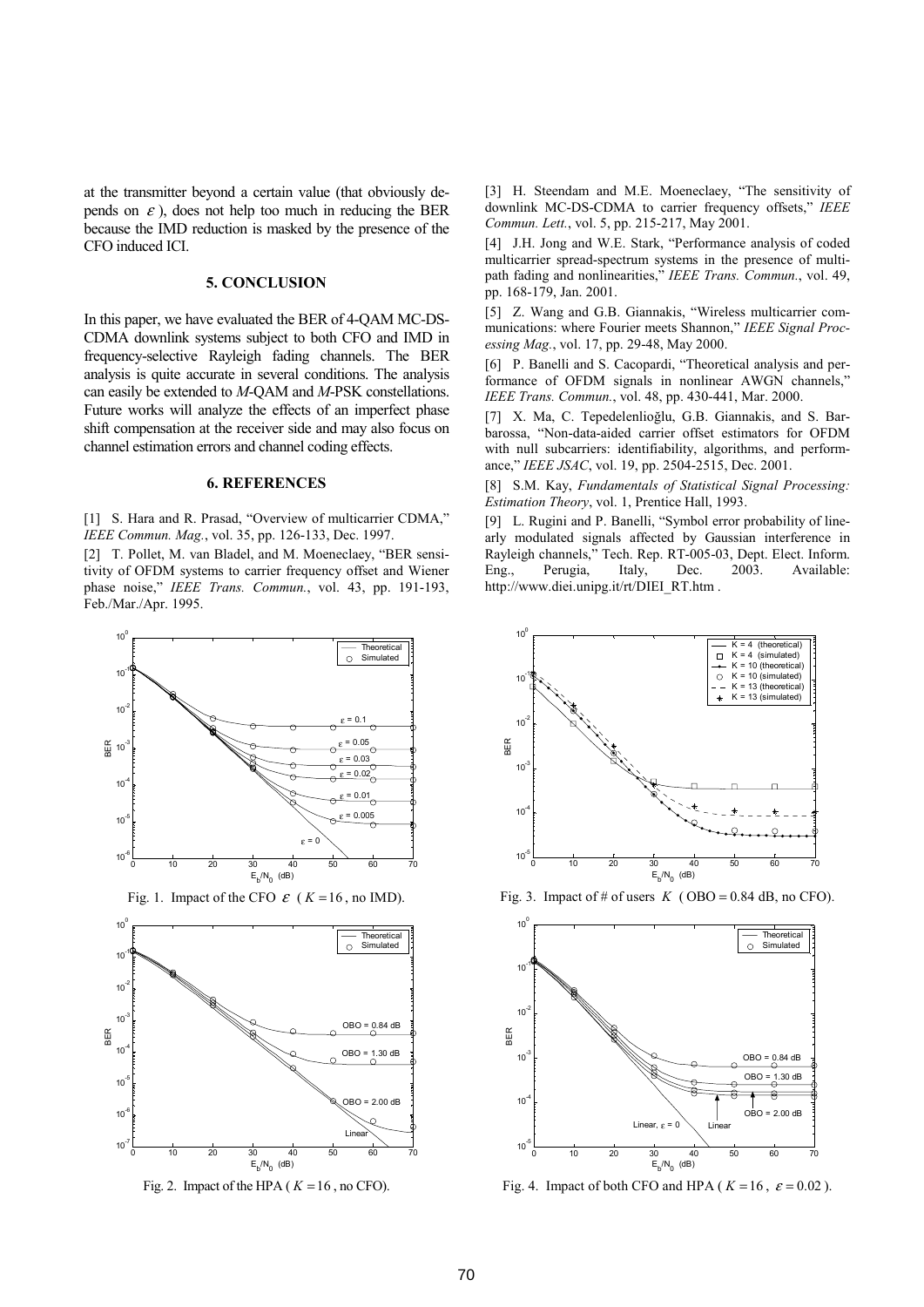at the transmitter beyond a certain value (that obviously depends on $\varepsilon$), does not help too much in reducing the BER because the IMD reduction is masked by the presence of the CFO induced ICI.

## 5. CONCLUSION

In this paper, we have evaluated the BER of 4-QAM MC-DS-CDMA downlink systems subject to both CFO and IMD in frequency-selective Rayleigh fading channels. The BER analysis is quite accurate in several conditions. The analysis can easily be extended to *M*-QAM and *M*-PSK constellations. Future works will analyze the effects of an imperfect phase shift compensation at the receiver side and may also focus on channel estimation errors and channel coding effects.

## 6. REFERENCES

[1] S. Hara and R. Prasad, "Overview of multicarrier CDMA," *IEEE Commun. Mag.*, vol. 35, pp. 126-133, Dec. 1997.

[2] T. Pollet, M. van Bladel, and M. Moeneclaey, "BER sensitivity of OFDM systems to carrier frequency offset and Wiener phase noise," *IEEE Trans. Commun.*, vol. 43, pp. 191-193, Feb./Mar./Apr. 1995.

[3] H. Steendam and M.E. Moeneclaey, "The sensitivity of downlink MC-DS-CDMA to carrier frequency offsets," *IEEE Commun. Lett.*, vol. 5, pp. 215-217, May 2001.

[4] J.H. Jong and W.E. Stark, "Performance analysis of coded multicarrier spread-spectrum systems in the presence of multipath fading and nonlinearities," *IEEE Trans. Commun.*, vol. 49, pp. 168-179, Jan. 2001.

[5] Z. Wang and G.B. Giannakis, "Wireless multicarrier communications: where Fourier meets Shannon," *IEEE Signal Processing Mag.*, vol. 17, pp. 29-48, May 2000.

[6] P. Banelli and S. Cacopardi, "Theoretical analysis and performance of OFDM signals in nonlinear AWGN channels," *IEEE Trans. Commun.*, vol. 48, pp. 430-441, Mar. 2000.

[7] X. Ma, C. Tepedelenlioğlu, G.B. Giannakis, and S. Barbarossa, "Non-data-aided carrier offset estimators for OFDM with null subcarriers: identifiability, algorithms, and performance," *IEEE JSAC*, vol. 19, pp. 2504-2515, Dec. 2001.

[8] S.M. Kay, *Fundamentals of Statistical Signal Processing: Estimation Theory*, vol. 1, Prentice Hall, 1993.

[9] L. Rugini and P. Banelli, "Symbol error probability of linearly modulated signals affected by Gaussian interference in Rayleigh channels," Tech. Rep. RT-005-03, Dept. Elect. Inform. Eng., Perugia, Italy, Dec. 2003. Available: http://www.diei.unipg.it/rt/DIEI_RT.htm .

Theoretical
Simulated
BER
$E_b/N_0$ (dB)
$\varepsilon$ = 0.1
$\varepsilon$ = 0.05
$\varepsilon$ = 0.03
$\varepsilon$ = 0.02
$\varepsilon$ = 0.01
$\varepsilon$ = 0.005
$\varepsilon$ = 0

Fig. 1. Impact of the CFO $\varepsilon$ ( $K = 16$ , no IMD).

Theoretical
Simulated
BER
$E_b/N_0$ (dB)
OBO = 0.84 dB
OBO = 1.30 dB
OBO = 2.00 dB
Linear

Fig. 2. Impact of the HPA ( $K = 16$ , no CFO).

K = 4 (theoretical)
K = 4 (simulated)
K = 10 (theoretical)
K = 10 (simulated)
K = 13 (theoretical)
K = 13 (simulated)
BER
$E_b/N_0$ (dB)

Fig. 3. Impact of # of users $K$ ( OBO = 0.84 dB, no CFO).

Theoretical
Simulated
BER
$E_b/N_0$ (dB)
OBO = 0.84 dB
OBO = 1.30 dB
OBO = 2.00 dB
Linear, $\varepsilon$ = 0
Linear

Fig. 4. Impact of both CFO and HPA ( $K = 16$ , $\varepsilon = 0.02$ ).